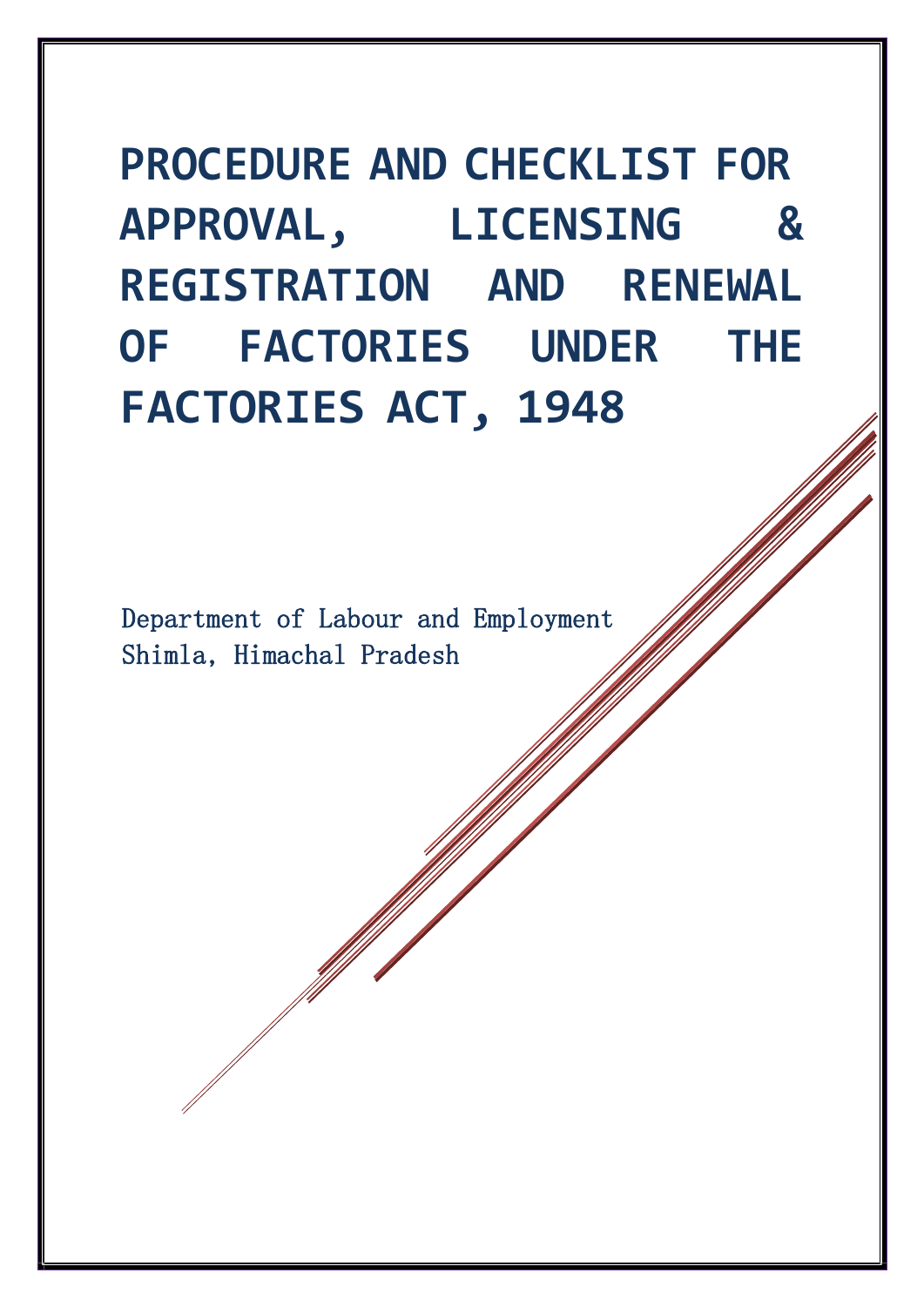# PROCEDURE AND CHECKLIST FOR APPROVAL, LICENSING & REGISTRATION AND RENEWAL OF FACTORIES UNDER THE FACTORIES ACT, 1948

Department of Labour and Employment
Shimla, Himachal Pradesh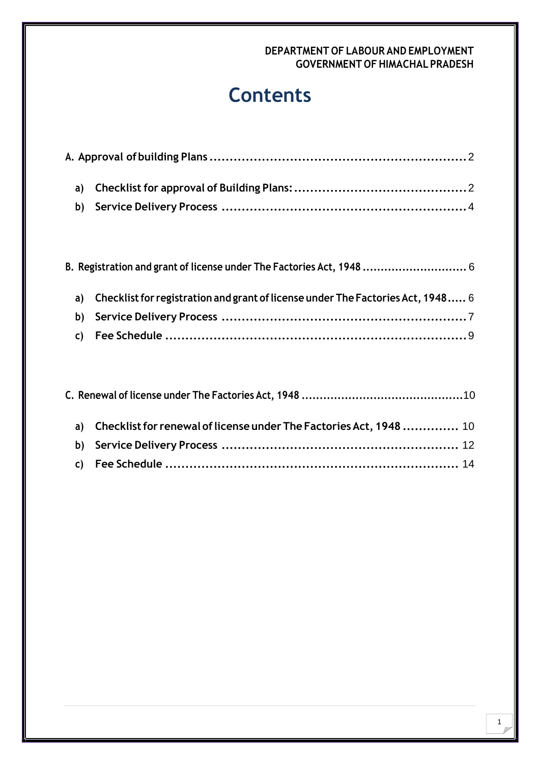DEPARTMENT OF LABOUR AND EMPLOYMENT
GOVERNMENT OF HIMACHAL PRADESH

# Contents

**A. Approval of building Plans** ............................................................. 2

- a) **Checklist for approval of Building Plans:** ........................................ 2
- b) **Service Delivery Process** .......................................................... 4

**B. Registration and grant of license under The Factories Act, 1948** ........................... 6

- a) **Checklist for registration and grant of license under The Factories Act, 1948** ..... 6
- b) **Service Delivery Process** .......................................................... 7
- c) **Fee Schedule** ...................................................................... 9

**C. Renewal of license under The Factories Act, 1948** ........................................ 10

- a) **Checklist for renewal of license under The Factories Act, 1948** .............. 10
- b) **Service Delivery Process** .......................................................... 12
- c) **Fee Schedule** ...................................................................... 14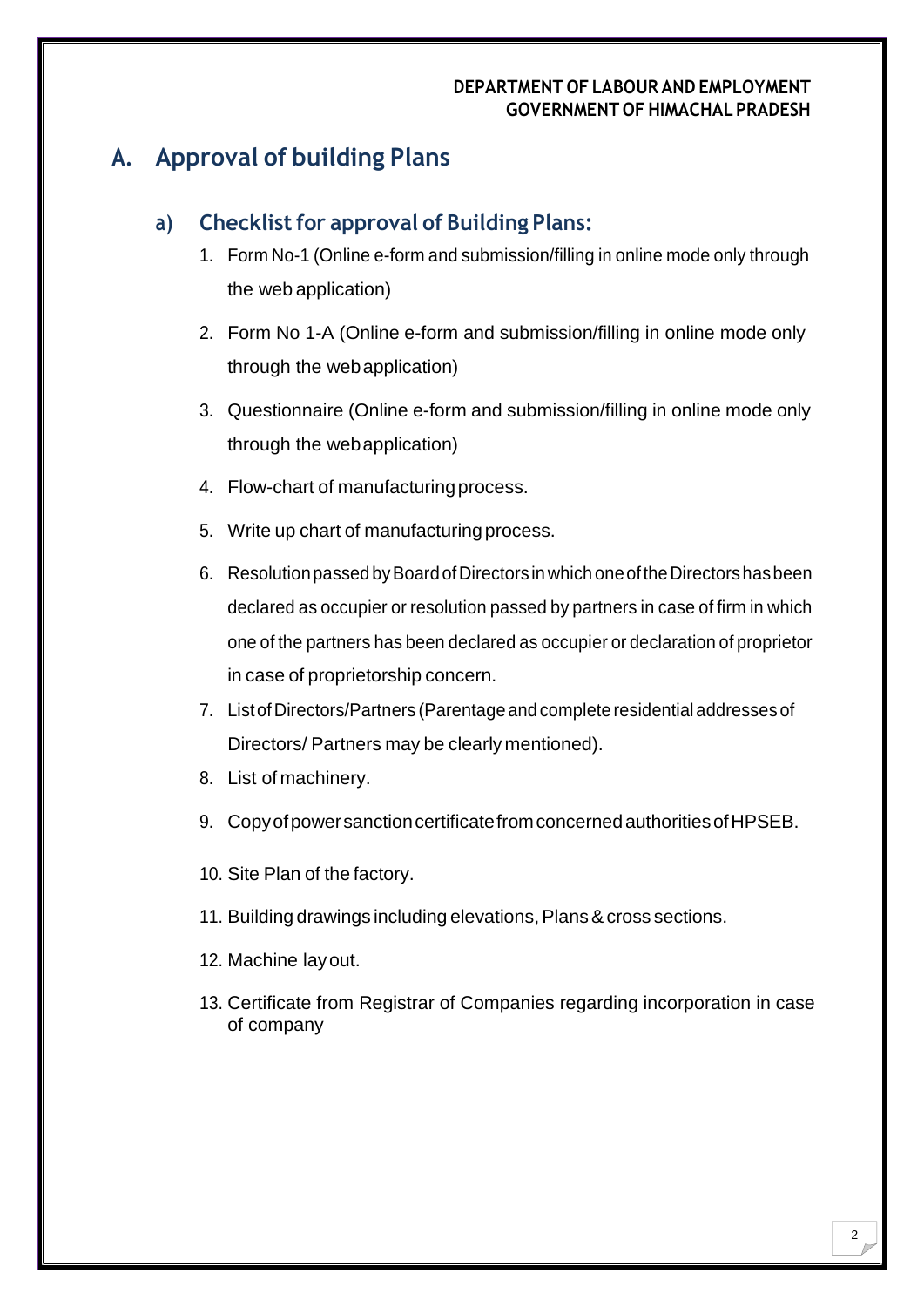## A. Approval of building Plans

### a) Checklist for approval of Building Plans:

1. Form No-1 (Online e-form and submission/filling in online mode only through the web application)
2. Form No 1-A (Online e-form and submission/filling in online mode only through the web application)
3. Questionnaire (Online e-form and submission/filling in online mode only through the web application)
4. Flow-chart of manufacturing process.
5. Write up chart of manufacturing process.
6. Resolution passed by Board of Directors in which one of the Directors has been declared as occupier or resolution passed by partners in case of firm in which one of the partners has been declared as occupier or declaration of proprietor in case of proprietorship concern.
7. List of Directors/Partners (Parentage and complete residential addresses of Directors/ Partners may be clearly mentioned).
8. List of machinery.
9. Copy of power sanction certificate from concerned authorities of HPSEB.
10. Site Plan of the factory.
11. Building drawings including elevations, Plans & cross sections.
12. Machine lay out.
13. Certificate from Registrar of Companies regarding incorporation in case of company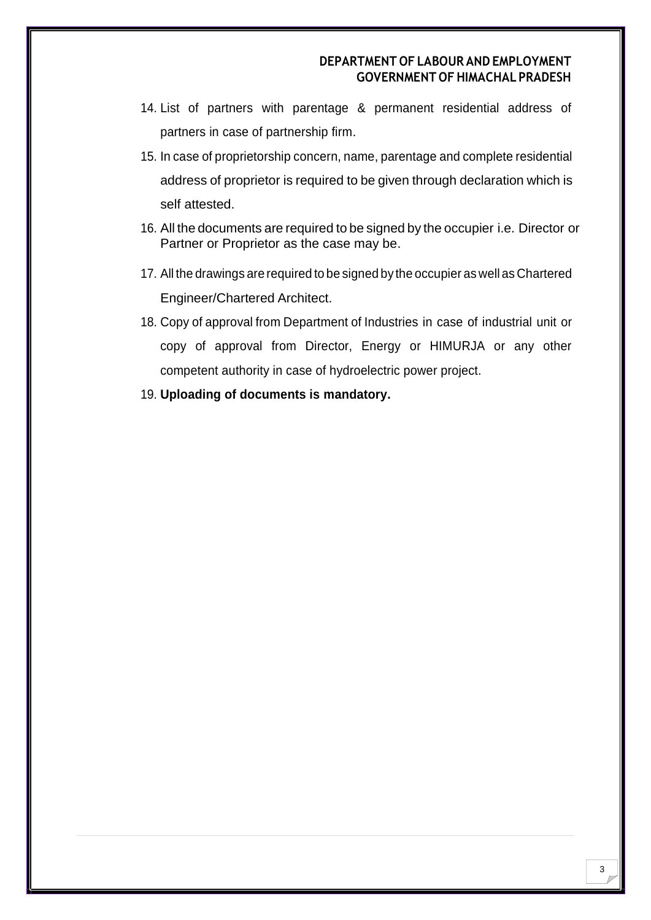14. List of partners with parentage & permanent residential address of partners in case of partnership firm.
15. In case of proprietorship concern, name, parentage and complete residential address of proprietor is required to be given through declaration which is self attested.
16. All the documents are required to be signed by the occupier i.e. Director or Partner or Proprietor as the case may be.
17. All the drawings are required to be signed by the occupier as well as Chartered Engineer/Chartered Architect.
18. Copy of approval from Department of Industries in case of industrial unit or copy of approval from Director, Energy or HIMURJA or any other competent authority in case of hydroelectric power project.
19. **Uploading of documents is mandatory.**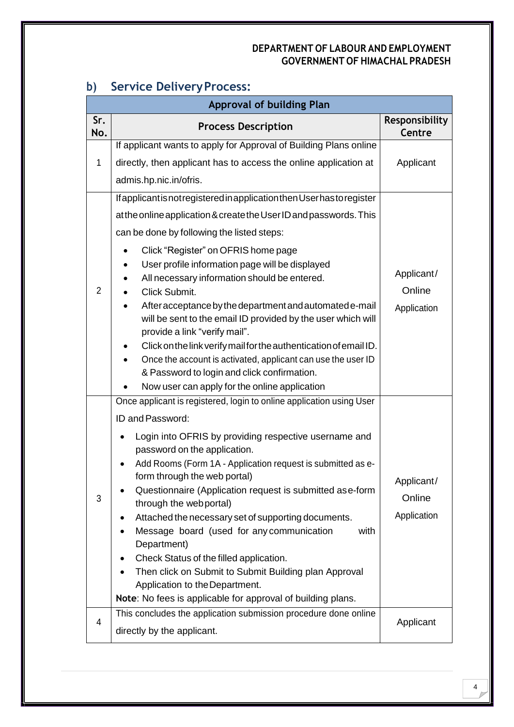## b) Service Delivery Process:

| Approval of building Plan | | |
|---|---|---|
| **Sr. No.** | **Process Description** | **Responsibility Centre** |
| 1 | If applicant wants to apply for Approval of Building Plans online directly, then applicant has to access the online application at admis.hp.nic.in/ofris. | Applicant |
| 2 | If applicant is not registered in application then User has to register at the online application & create the User ID and passwords. This can be done by following the listed steps:<br>• Click "Register" on OFRIS home page<br>• User profile information page will be displayed<br>• All necessary information should be entered.<br>• Click Submit.<br>• After acceptance by the department and automated e-mail will be sent to the email ID provided by the user which will provide a link "verify mail".<br>• Click on the link verify mail for the authentication of email ID.<br>• Once the account is activated, applicant can use the user ID & Password to login and click confirmation.<br>• Now user can apply for the online application | Applicant/ Online Application |
| 3 | Once applicant is registered, login to online application using User ID and Password:<br>• Login into OFRIS by providing respective username and password on the application.<br>• Add Rooms (Form 1A - Application request is submitted as e-form through the web portal)<br>• Questionnaire (Application request is submitted as e-form through the web portal)<br>• Attached the necessary set of supporting documents.<br>• Message board (used for any communication with Department)<br>• Check Status of the filled application.<br>• Then click on Submit to Submit Building plan Approval Application to the Department.<br>**Note**: No fees is applicable for approval of building plans. | Applicant/ Online Application |
| 4 | This concludes the application submission procedure done online directly by the applicant. | Applicant |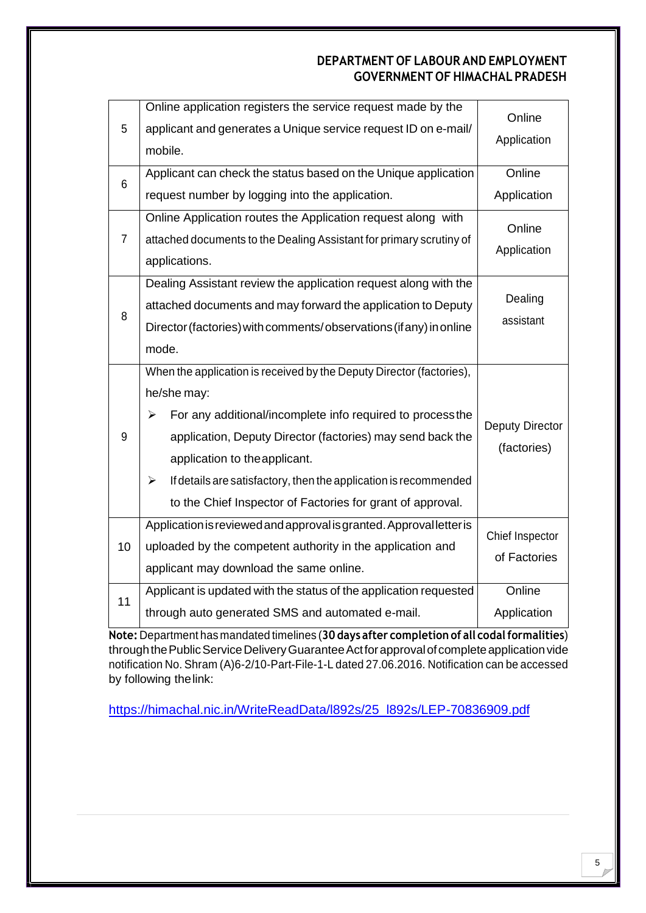| 5 | Online application registers the service request made by the applicant and generates a Unique service request ID on e-mail/ mobile. | Online Application |
|---|---|---|
| 6 | Applicant can check the status based on the Unique application request number by logging into the application. | Online Application |
| 7 | Online Application routes the Application request along with attached documents to the Dealing Assistant for primary scrutiny of applications. | Online Application |
| 8 | Dealing Assistant review the application request along with the attached documents and may forward the application to Deputy Director (factories) with comments/ observations (if any) in online mode. | Dealing assistant |
| 9 | When the application is received by the Deputy Director (factories), he/she may:<br>➢ For any additional/incomplete info required to process the application, Deputy Director (factories) may send back the application to the applicant.<br>➢ If details are satisfactory, then the application is recommended to the Chief Inspector of Factories for grant of approval. | Deputy Director (factories) |
| 10 | Application is reviewed and approval is granted. Approval letter is uploaded by the competent authority in the application and applicant may download the same online. | Chief Inspector of Factories |
| 11 | Applicant is updated with the status of the application requested through auto generated SMS and automated e-mail. | Online Application |

**Note:** Department has mandated timelines (**30 days after completion of all codal formalities**) through the Public Service Delivery Guarantee Act for approval of complete application vide notification No. Shram (A)6-2/10-Part-File-1-L dated 27.06.2016. Notification can be accessed by following the link:

https://himachal.nic.in/WriteReadData/l892s/25_l892s/LEP-70836909.pdf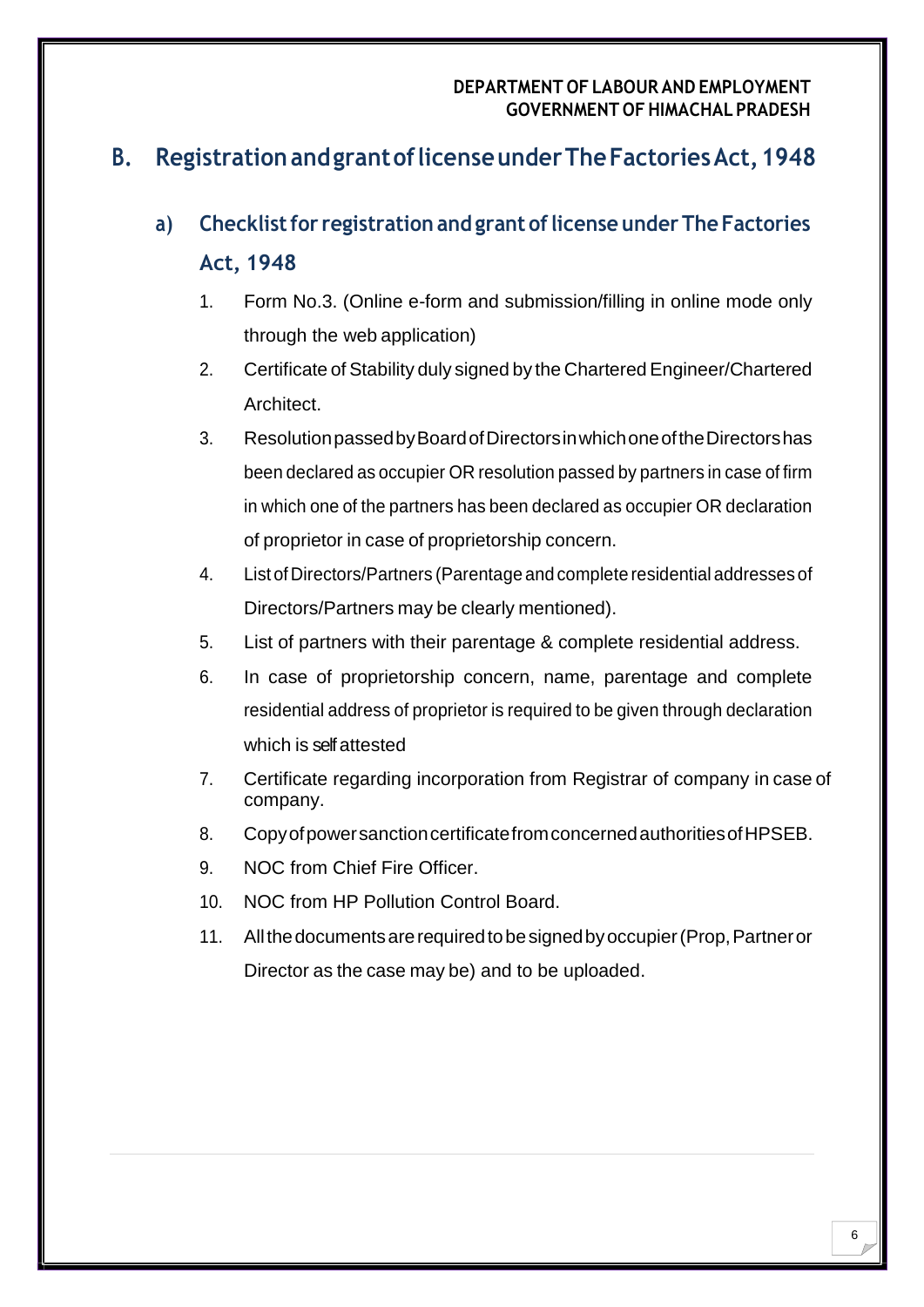## B. Registration and grant of license under The Factories Act, 1948

### a) Checklist for registration and grant of license under The Factories Act, 1948

1. Form No.3. (Online e-form and submission/filling in online mode only through the web application)
2. Certificate of Stability duly signed by the Chartered Engineer/Chartered Architect.
3. Resolution passed by Board of Directors in which one of the Directors has been declared as occupier OR resolution passed by partners in case of firm in which one of the partners has been declared as occupier OR declaration of proprietor in case of proprietorship concern.
4. List of Directors/Partners (Parentage and complete residential addresses of Directors/Partners may be clearly mentioned).
5. List of partners with their parentage & complete residential address.
6. In case of proprietorship concern, name, parentage and complete residential address of proprietor is required to be given through declaration which is self attested
7. Certificate regarding incorporation from Registrar of company in case of company.
8. Copy of power sanction certificate from concerned authorities of HPSEB.
9. NOC from Chief Fire Officer.
10. NOC from HP Pollution Control Board.
11. All the documents are required to be signed by occupier (Prop, Partner or Director as the case may be) and to be uploaded.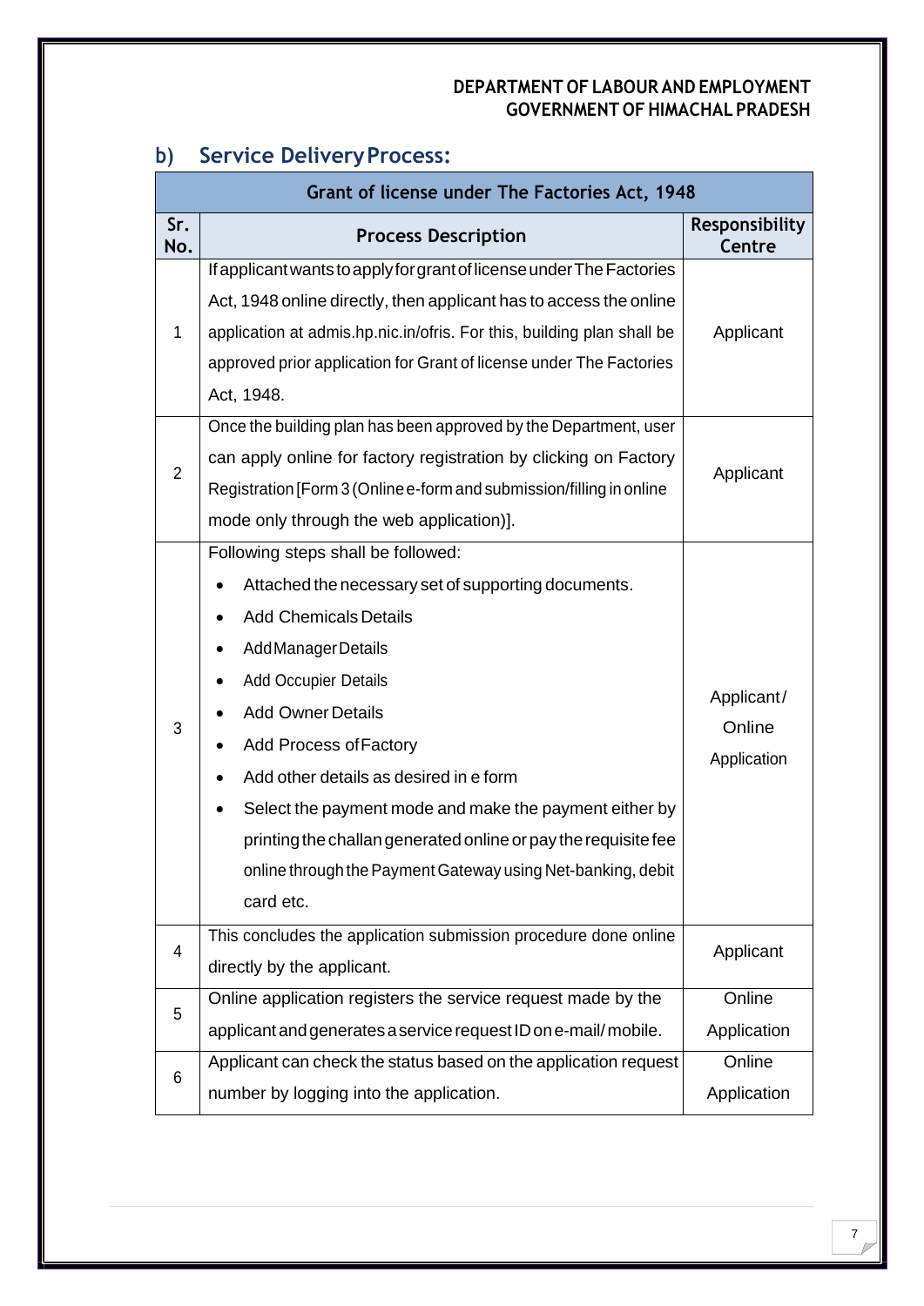## b) Service Delivery Process:

| Grant of license under The Factories Act, 1948 | | |
|---|---|---|
| **Sr. No.** | **Process Description** | **Responsibility Centre** |
| 1 | If applicant wants to apply for grant of license under The Factories Act, 1948 online directly, then applicant has to access the online application at admis.hp.nic.in/ofris. For this, building plan shall be approved prior application for Grant of license under The Factories Act, 1948. | Applicant |
| 2 | Once the building plan has been approved by the Department, user can apply online for factory registration by clicking on Factory Registration [Form 3 (Online e-form and submission/filling in online mode only through the web application)]. | Applicant |
| 3 | Following steps shall be followed:<br>• Attached the necessary set of supporting documents.<br>• Add Chemicals Details<br>• Add Manager Details<br>• Add Occupier Details<br>• Add Owner Details<br>• Add Process of Factory<br>• Add other details as desired in e form<br>• Select the payment mode and make the payment either by printing the challan generated online or pay the requisite fee online through the Payment Gateway using Net-banking, debit card etc. | Applicant/ Online Application |
| 4 | This concludes the application submission procedure done online directly by the applicant. | Applicant |
| 5 | Online application registers the service request made by the applicant and generates a service request ID on e-mail/ mobile. | Online Application |
| 6 | Applicant can check the status based on the application request number by logging into the application. | Online Application |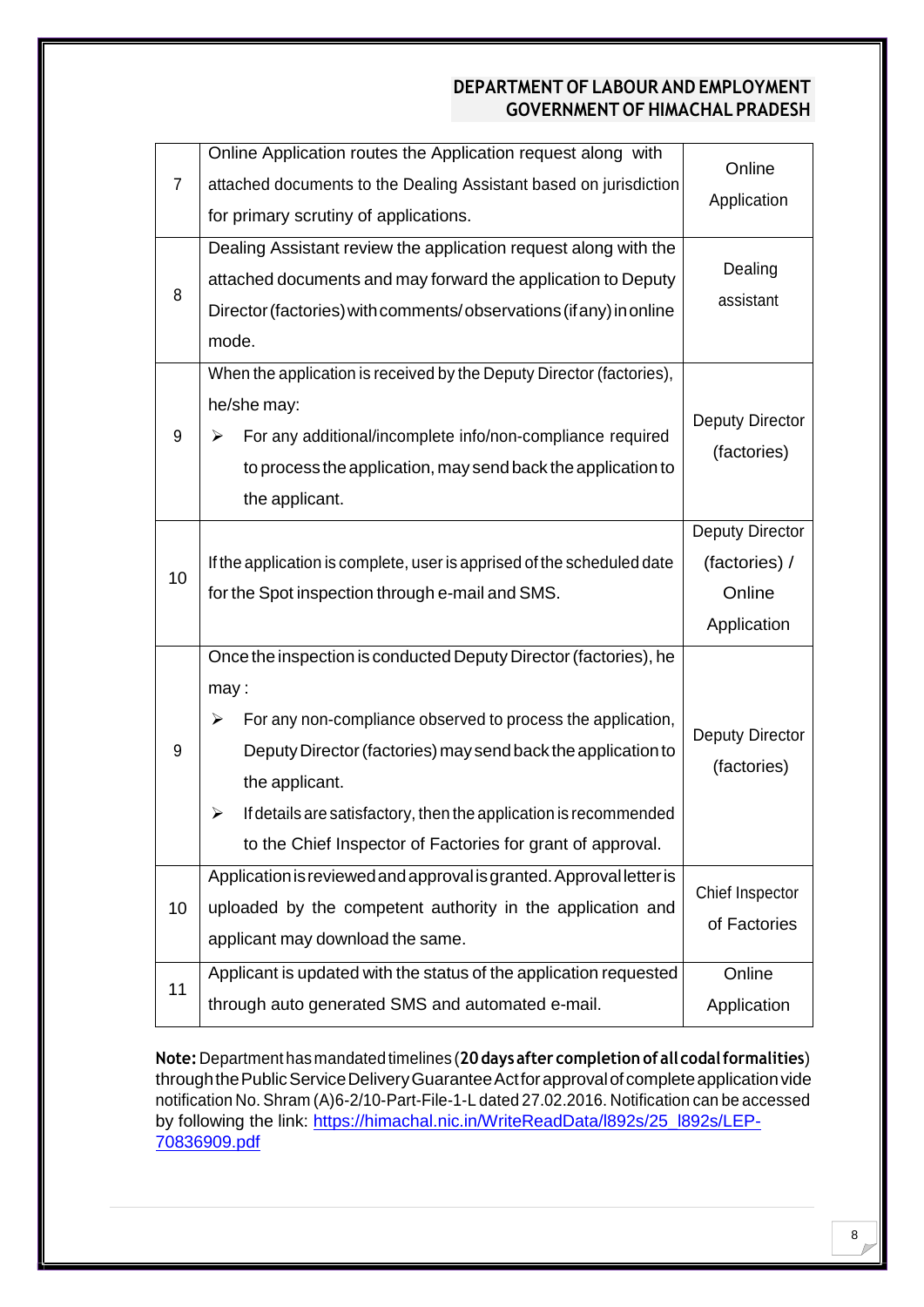| | | |
|---|---|---|
| 7 | Online Application routes the Application request along with attached documents to the Dealing Assistant based on jurisdiction for primary scrutiny of applications. | Online Application |
| 8 | Dealing Assistant review the application request along with the attached documents and may forward the application to Deputy Director (factories) with comments/ observations (if any) in online mode. | Dealing assistant |
| 9 | When the application is received by the Deputy Director (factories), he/she may:<br>➢ For any additional/incomplete info/non-compliance required to process the application, may send back the application to the applicant. | Deputy Director (factories) |
| 10 | If the application is complete, user is apprised of the scheduled date for the Spot inspection through e-mail and SMS. | Deputy Director (factories) / Online Application |
| 9 | Once the inspection is conducted Deputy Director (factories), he may :<br>➢ For any non-compliance observed to process the application, Deputy Director (factories) may send back the application to the applicant.<br>➢ If details are satisfactory, then the application is recommended to the Chief Inspector of Factories for grant of approval. | Deputy Director (factories) |
| 10 | Application is reviewed and approval is granted. Approval letter is uploaded by the competent authority in the application and applicant may download the same. | Chief Inspector of Factories |
| 11 | Applicant is updated with the status of the application requested through auto generated SMS and automated e-mail. | Online Application |

**Note:** Department has mandated timelines (**20 days after completion of all codal formalities**) through the Public Service Delivery Guarantee Act for approval of complete application vide notification No. Shram (A)6-2/10-Part-File-1-L dated 27.02.2016. Notification can be accessed by following the link: [https://himachal.nic.in/WriteReadData/l892s/25_l892s/LEP-70836909.pdf](https://himachal.nic.in/WriteReadData/l892s/25_l892s/LEP-70836909.pdf)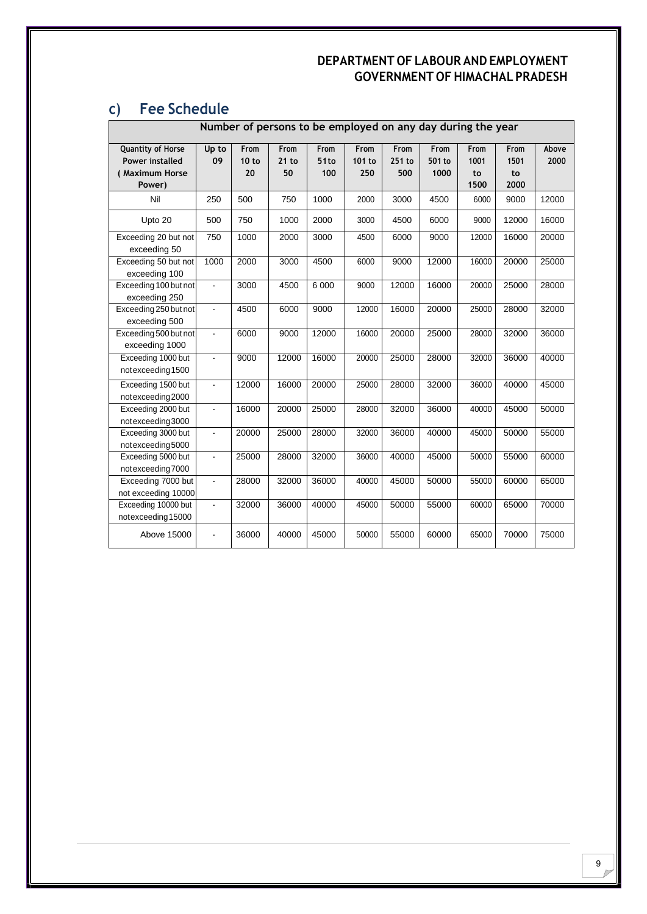## c) Fee Schedule

| Quantity of Horse Power installed ( Maximum Horse Power) | Number of persons to be employed on any day during the year | | | | | | | | | |
|---|---|---|---|---|---|---|---|---|---|---|
| | Up to 09 | From 10 to 20 | From 21 to 50 | From 51to 100 | From 101 to 250 | From 251 to 500 | From 501 to 1000 | From 1001 to 1500 | From 1501 to 2000 | Above 2000 |
| Nil | 250 | 500 | 750 | 1000 | 2000 | 3000 | 4500 | 6000 | 9000 | 12000 |
| Upto 20 | 500 | 750 | 1000 | 2000 | 3000 | 4500 | 6000 | 9000 | 12000 | 16000 |
| Exceeding 20 but not exceeding 50 | 750 | 1000 | 2000 | 3000 | 4500 | 6000 | 9000 | 12000 | 16000 | 20000 |
| Exceeding 50 but not exceeding 100 | 1000 | 2000 | 3000 | 4500 | 6000 | 9000 | 12000 | 16000 | 20000 | 25000 |
| Exceeding 100 but not exceeding 250 | - | 3000 | 4500 | 6 000 | 9000 | 12000 | 16000 | 20000 | 25000 | 28000 |
| Exceeding 250 but not exceeding 500 | - | 4500 | 6000 | 9000 | 12000 | 16000 | 20000 | 25000 | 28000 | 32000 |
| Exceeding 500 but not exceeding 1000 | - | 6000 | 9000 | 12000 | 16000 | 20000 | 25000 | 28000 | 32000 | 36000 |
| Exceeding 1000 but notexceeding1500 | - | 9000 | 12000 | 16000 | 20000 | 25000 | 28000 | 32000 | 36000 | 40000 |
| Exceeding 1500 but notexceeding2000 | - | 12000 | 16000 | 20000 | 25000 | 28000 | 32000 | 36000 | 40000 | 45000 |
| Exceeding 2000 but notexceeding3000 | - | 16000 | 20000 | 25000 | 28000 | 32000 | 36000 | 40000 | 45000 | 50000 |
| Exceeding 3000 but notexceeding5000 | - | 20000 | 25000 | 28000 | 32000 | 36000 | 40000 | 45000 | 50000 | 55000 |
| Exceeding 5000 but notexceeding7000 | - | 25000 | 28000 | 32000 | 36000 | 40000 | 45000 | 50000 | 55000 | 60000 |
| Exceeding 7000 but not exceeding 10000 | - | 28000 | 32000 | 36000 | 40000 | 45000 | 50000 | 55000 | 60000 | 65000 |
| Exceeding 10000 but notexceeding15000 | - | 32000 | 36000 | 40000 | 45000 | 50000 | 55000 | 60000 | 65000 | 70000 |
| Above 15000 | - | 36000 | 40000 | 45000 | 50000 | 55000 | 60000 | 65000 | 70000 | 75000 |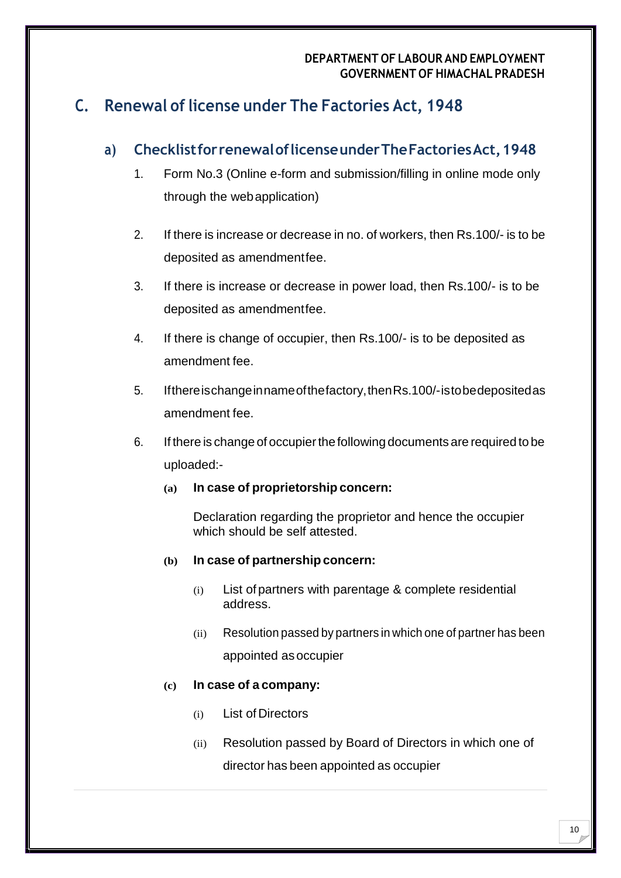## C. Renewal of license under The Factories Act, 1948

### a) Checklist for renewal of license under The Factories Act, 1948

1. Form No.3 (Online e-form and submission/filling in online mode only through the web application)
2. If there is increase or decrease in no. of workers, then Rs.100/- is to be deposited as amendment fee.
3. If there is increase or decrease in power load, then Rs.100/- is to be deposited as amendment fee.
4. If there is change of occupier, then Rs.100/- is to be deposited as amendment fee.
5. If there is change in name of the factory, then Rs.100/- is to be deposited as amendment fee.
6. If there is change of occupier the following documents are required to be uploaded:-

   **(a) In case of proprietorship concern:**

   Declaration regarding the proprietor and hence the occupier which should be self attested.

   **(b) In case of partnership concern:**

   (i) List of partners with parentage & complete residential address.

   (ii) Resolution passed by partners in which one of partner has been appointed as occupier

   **(c) In case of a company:**

   (i) List of Directors

   (ii) Resolution passed by Board of Directors in which one of director has been appointed as occupier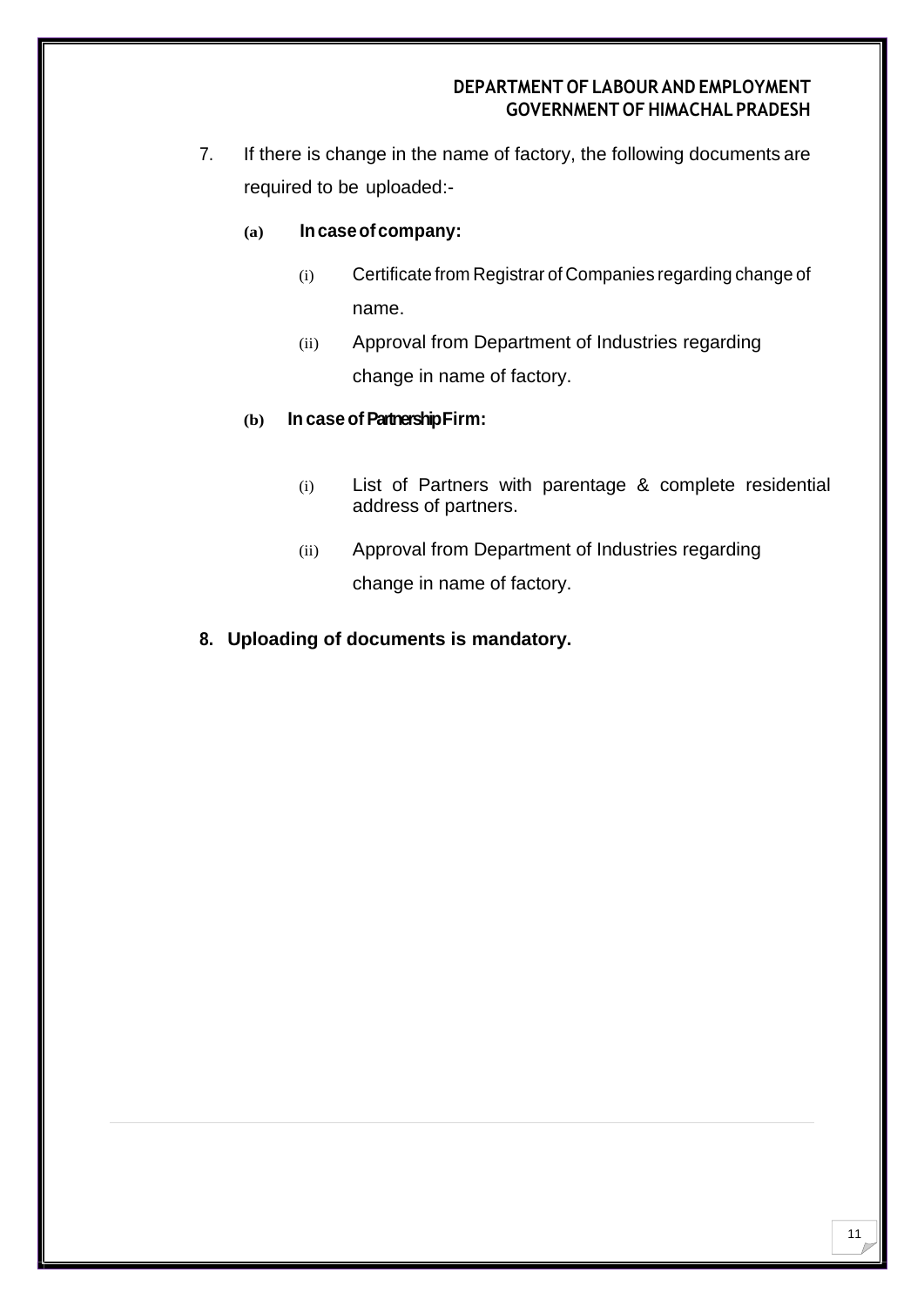7. If there is change in the name of factory, the following documents are required to be uploaded:-

   **(a) In case of company:**

   (i) Certificate from Registrar of Companies regarding change of name.

   (ii) Approval from Department of Industries regarding change in name of factory.

   **(b) In case of Partnership Firm:**

   (i) List of Partners with parentage & complete residential address of partners.

   (ii) Approval from Department of Industries regarding change in name of factory.

**8. Uploading of documents is mandatory.**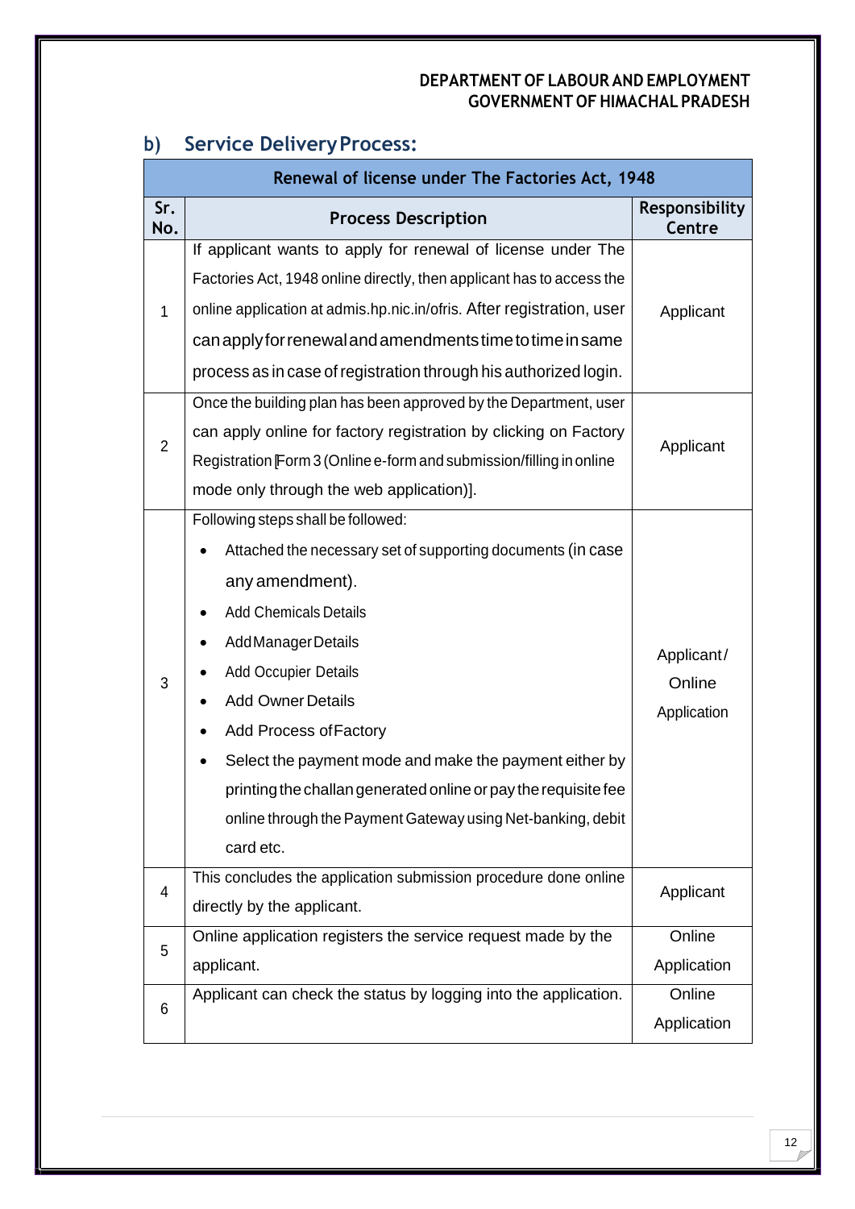## b) Service Delivery Process:

| Renewal of license under The Factories Act, 1948 | | |
|---|---|---|
| **Sr. No.** | **Process Description** | **Responsibility Centre** |
| 1 | If applicant wants to apply for renewal of license under The Factories Act, 1948 online directly, then applicant has to access the online application at admis.hp.nic.in/ofris. After registration, user can apply for renewal and amendments time to time in same process as in case of registration through his authorized login. | Applicant |
| 2 | Once the building plan has been approved by the Department, user can apply online for factory registration by clicking on Factory Registration [Form 3 (Online e-form and submission/filling in online mode only through the web application)]. | Applicant |
| 3 | Following steps shall be followed:<br>• Attached the necessary set of supporting documents (in case any amendment).<br>• Add Chemicals Details<br>• Add Manager Details<br>• Add Occupier Details<br>• Add Owner Details<br>• Add Process of Factory<br>• Select the payment mode and make the payment either by printing the challan generated online or pay the requisite fee online through the Payment Gateway using Net-banking, debit card etc. | Applicant/ Online Application |
| 4 | This concludes the application submission procedure done online directly by the applicant. | Applicant |
| 5 | Online application registers the service request made by the applicant. | Online Application |
| 6 | Applicant can check the status by logging into the application. | Online Application |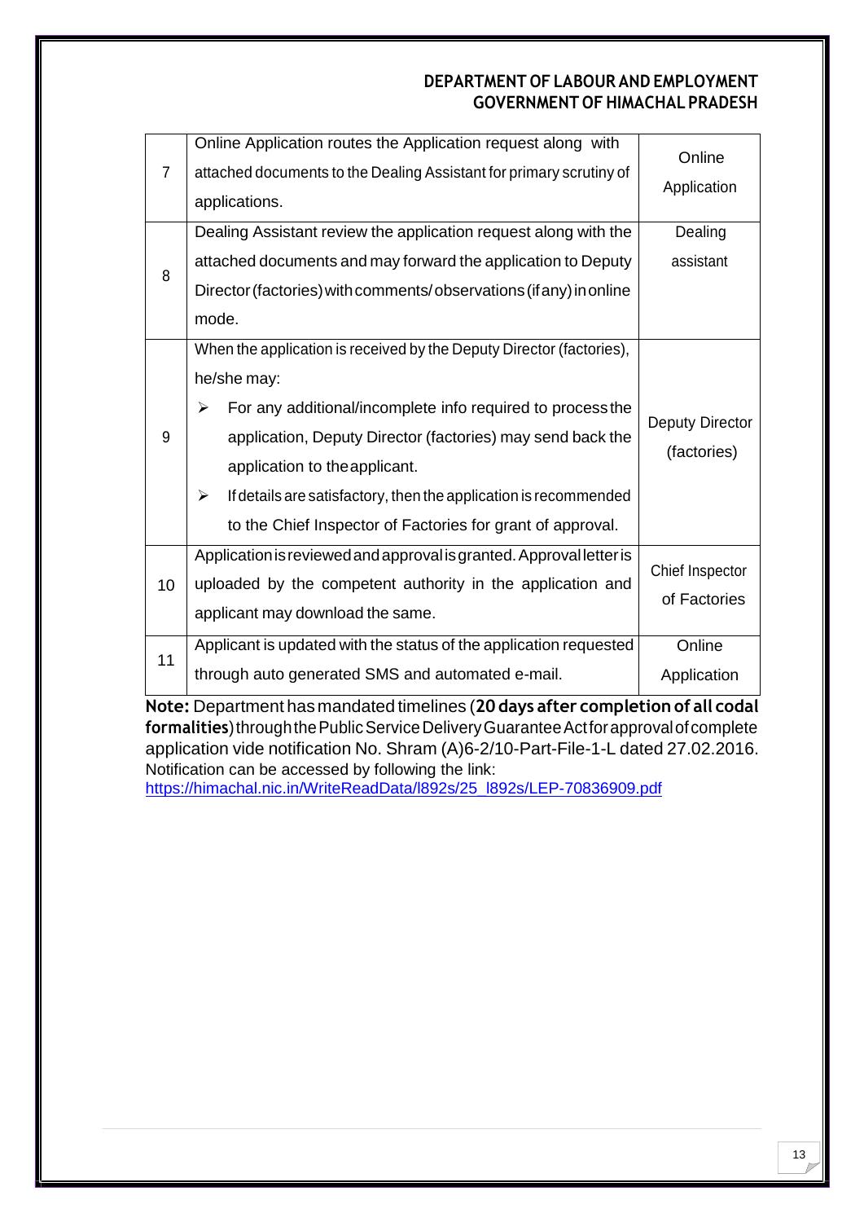| | | |
|---|---|---|
| 7 | Online Application routes the Application request along with attached documents to the Dealing Assistant for primary scrutiny of applications. | Online Application |
| 8 | Dealing Assistant review the application request along with the attached documents and may forward the application to Deputy Director (factories) with comments/ observations (if any) in online mode. | Dealing assistant |
| 9 | When the application is received by the Deputy Director (factories), he/she may:<br>➢ For any additional/incomplete info required to process the application, Deputy Director (factories) may send back the application to the applicant.<br>➢ If details are satisfactory, then the application is recommended to the Chief Inspector of Factories for grant of approval. | Deputy Director (factories) |
| 10 | Application is reviewed and approval is granted. Approval letter is uploaded by the competent authority in the application and applicant may download the same. | Chief Inspector of Factories |
| 11 | Applicant is updated with the status of the application requested through auto generated SMS and automated e-mail. | Online Application |

**Note:** Department has mandated timelines (**20 days after completion of all codal formalities**) through the Public Service Delivery Guarantee Act for approval of complete application vide notification No. Shram (A)6-2/10-Part-File-1-L dated 27.02.2016. Notification can be accessed by following the link: https://himachal.nic.in/WriteReadData/l892s/25_l892s/LEP-70836909.pdf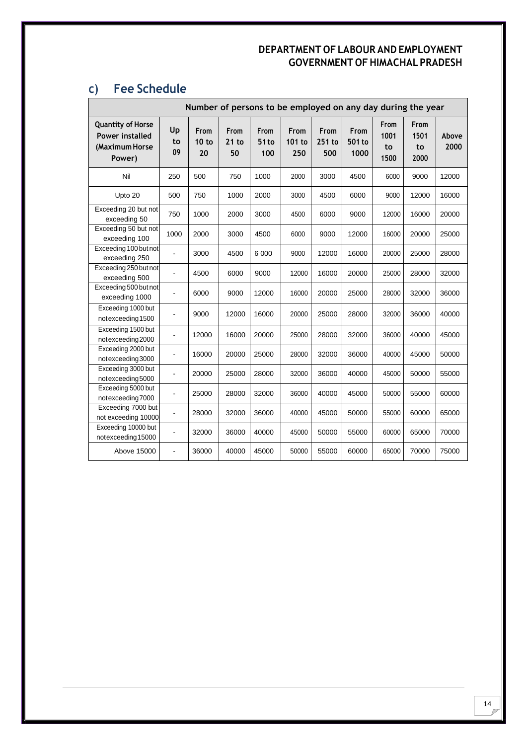## c) Fee Schedule

| Quantity of Horse Power installed (Maximum Horse Power) | Number of persons to be employed on any day during the year | | | | | | | | | |
|---|---|---|---|---|---|---|---|---|---|---|
| | Up to 09 | From 10 to 20 | From 21 to 50 | From 51 to 100 | From 101 to 250 | From 251 to 500 | From 501 to 1000 | From 1001 to 1500 | From 1501 to 2000 | Above 2000 |
| Nil | 250 | 500 | 750 | 1000 | 2000 | 3000 | 4500 | 6000 | 9000 | 12000 |
| Upto 20 | 500 | 750 | 1000 | 2000 | 3000 | 4500 | 6000 | 9000 | 12000 | 16000 |
| Exceeding 20 but not exceeding 50 | 750 | 1000 | 2000 | 3000 | 4500 | 6000 | 9000 | 12000 | 16000 | 20000 |
| Exceeding 50 but not exceeding 100 | 1000 | 2000 | 3000 | 4500 | 6000 | 9000 | 12000 | 16000 | 20000 | 25000 |
| Exceeding 100 but not exceeding 250 | - | 3000 | 4500 | 6 000 | 9000 | 12000 | 16000 | 20000 | 25000 | 28000 |
| Exceeding 250 but not exceeding 500 | - | 4500 | 6000 | 9000 | 12000 | 16000 | 20000 | 25000 | 28000 | 32000 |
| Exceeding 500 but not exceeding 1000 | - | 6000 | 9000 | 12000 | 16000 | 20000 | 25000 | 28000 | 32000 | 36000 |
| Exceeding 1000 but not exceeding 1500 | - | 9000 | 12000 | 16000 | 20000 | 25000 | 28000 | 32000 | 36000 | 40000 |
| Exceeding 1500 but not exceeding 2000 | - | 12000 | 16000 | 20000 | 25000 | 28000 | 32000 | 36000 | 40000 | 45000 |
| Exceeding 2000 but not exceeding 3000 | - | 16000 | 20000 | 25000 | 28000 | 32000 | 36000 | 40000 | 45000 | 50000 |
| Exceeding 3000 but not exceeding 5000 | - | 20000 | 25000 | 28000 | 32000 | 36000 | 40000 | 45000 | 50000 | 55000 |
| Exceeding 5000 but not exceeding 7000 | - | 25000 | 28000 | 32000 | 36000 | 40000 | 45000 | 50000 | 55000 | 60000 |
| Exceeding 7000 but not exceeding 10000 | - | 28000 | 32000 | 36000 | 40000 | 45000 | 50000 | 55000 | 60000 | 65000 |
| Exceeding 10000 but not exceeding 15000 | - | 32000 | 36000 | 40000 | 45000 | 50000 | 55000 | 60000 | 65000 | 70000 |
| Above 15000 | - | 36000 | 40000 | 45000 | 50000 | 55000 | 60000 | 65000 | 70000 | 75000 |